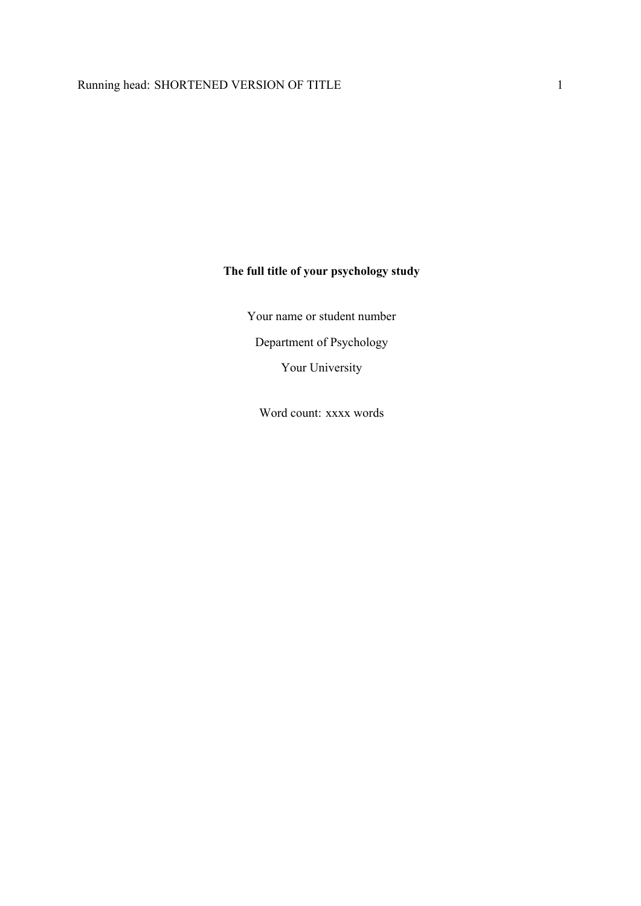**The full title of your psychology study**

Your name or student number

Department of Psychology

Your University

Word count: xxxx words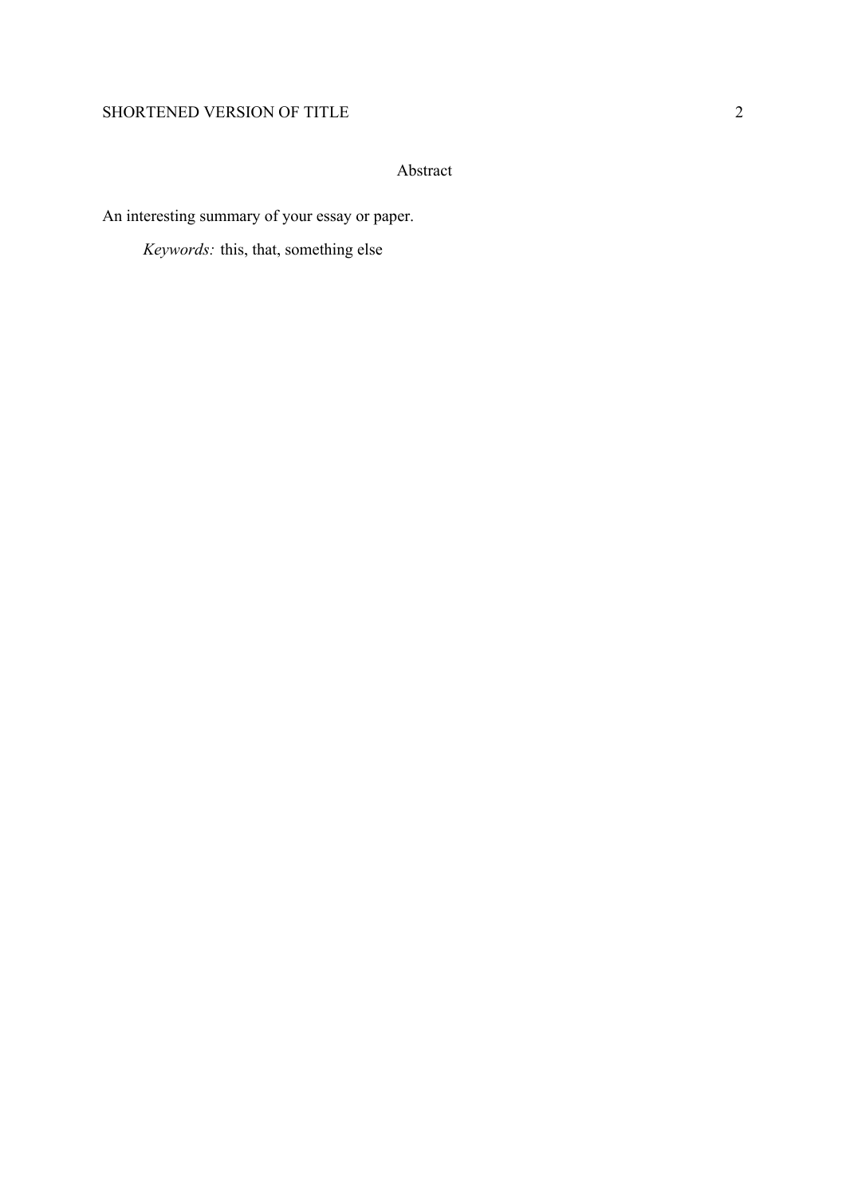# Abstract

An interesting summary of your essay or paper.

*Keywords:* this, that, something else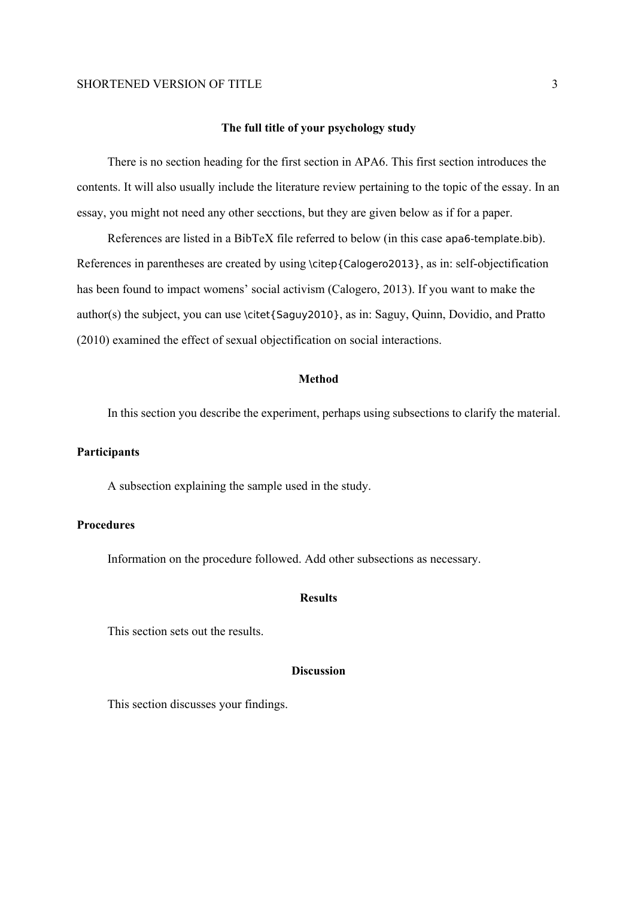# The full title of your psychology study

There is no section heading for the first section in APA6. This first section introduces the contents. It will also usually include the literature review pertaining to the topic of the essay. In an essay, you might not need any other secctions, but they are given below as if for a paper.

References are listed in a BibTeX file referred to below (in this case `apa6-template.bib`). References in parentheses are created by using `\citep{Calogero2013}`, as in: self-objectification has been found to impact womens' social activism (Calogero, 2013). If you want to make the author(s) the subject, you can use `\citet{Saguy2010}`, as in: Saguy, Quinn, Dovidio, and Pratto (2010) examined the effect of sexual objectification on social interactions.

## Method

In this section you describe the experiment, perhaps using subsections to clarify the material.

### Participants

A subsection explaining the sample used in the study.

### Procedures

Information on the procedure followed. Add other subsections as necessary.

## Results

This section sets out the results.

## Discussion

This section discusses your findings.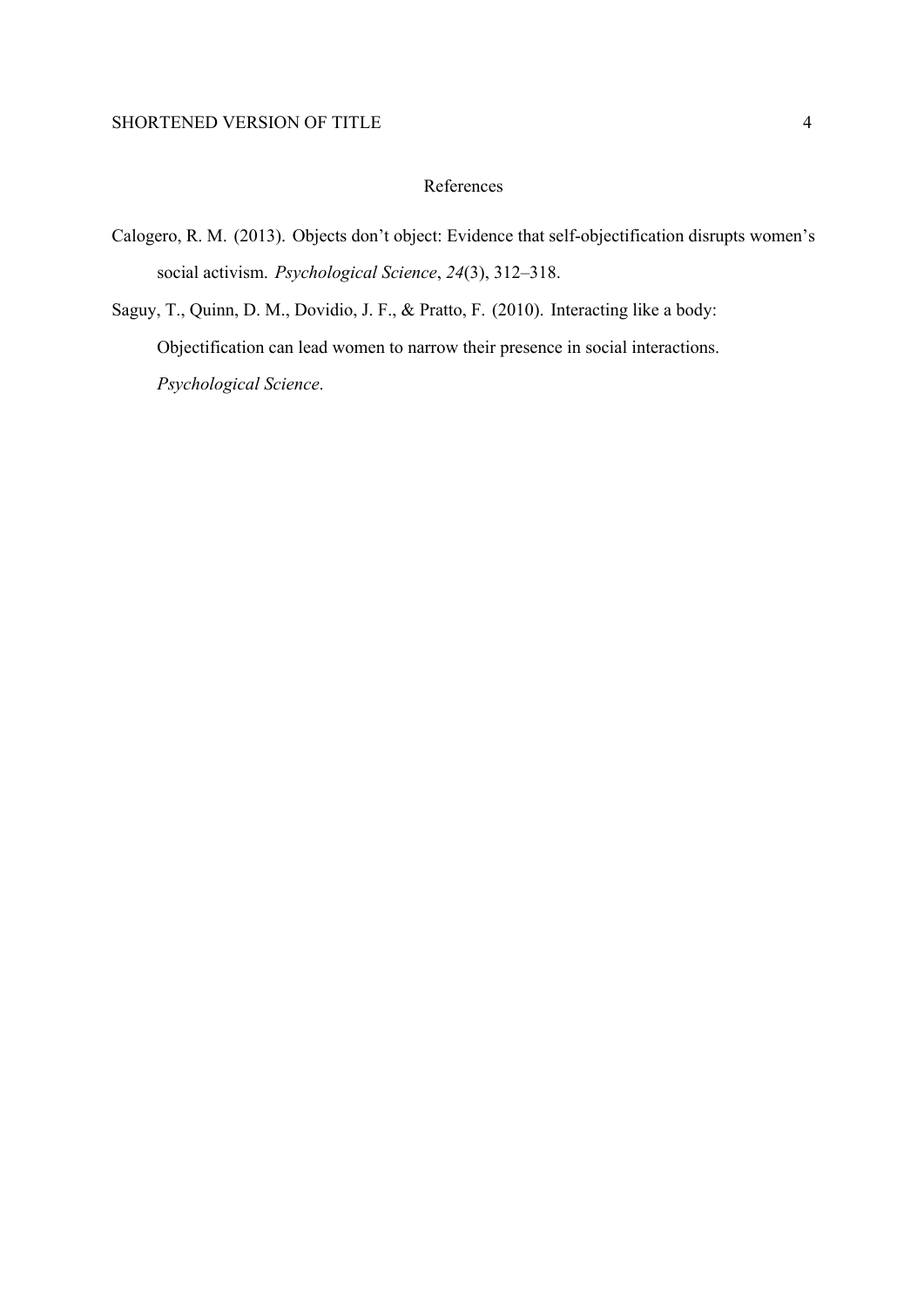# References

Calogero, R. M. (2013). Objects don't object: Evidence that self-objectification disrupts women's social activism. *Psychological Science*, *24*(3), 312–318.

Saguy, T., Quinn, D. M., Dovidio, J. F., & Pratto, F. (2010). Interacting like a body: Objectification can lead women to narrow their presence in social interactions. *Psychological Science*.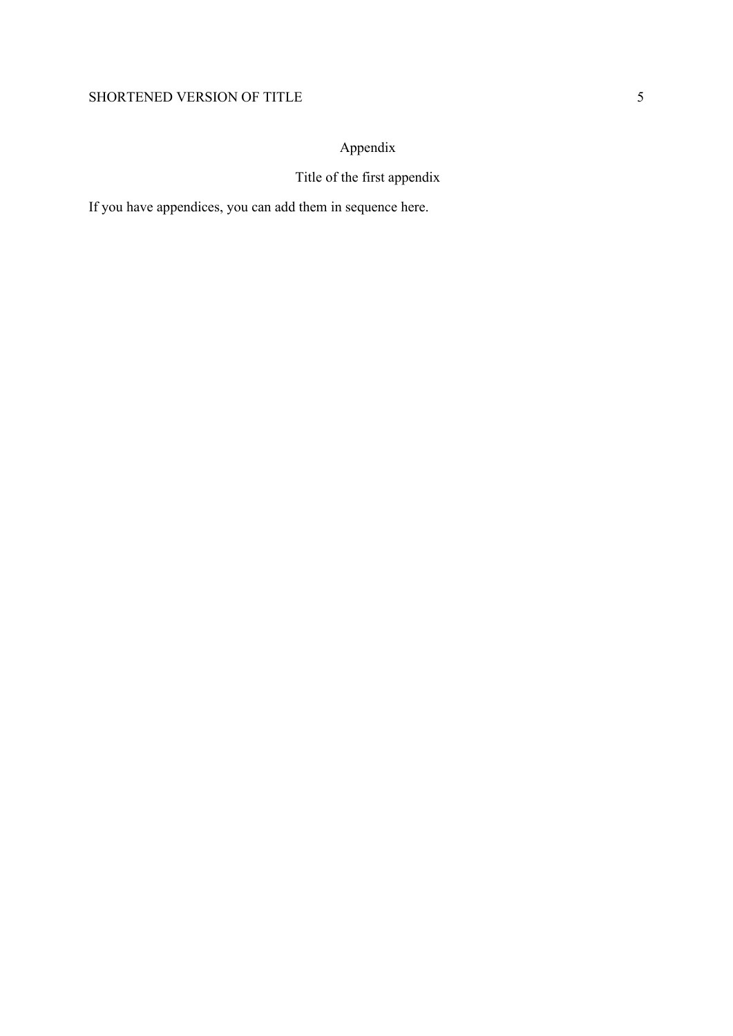# Appendix

## Title of the first appendix

If you have appendices, you can add them in sequence here.